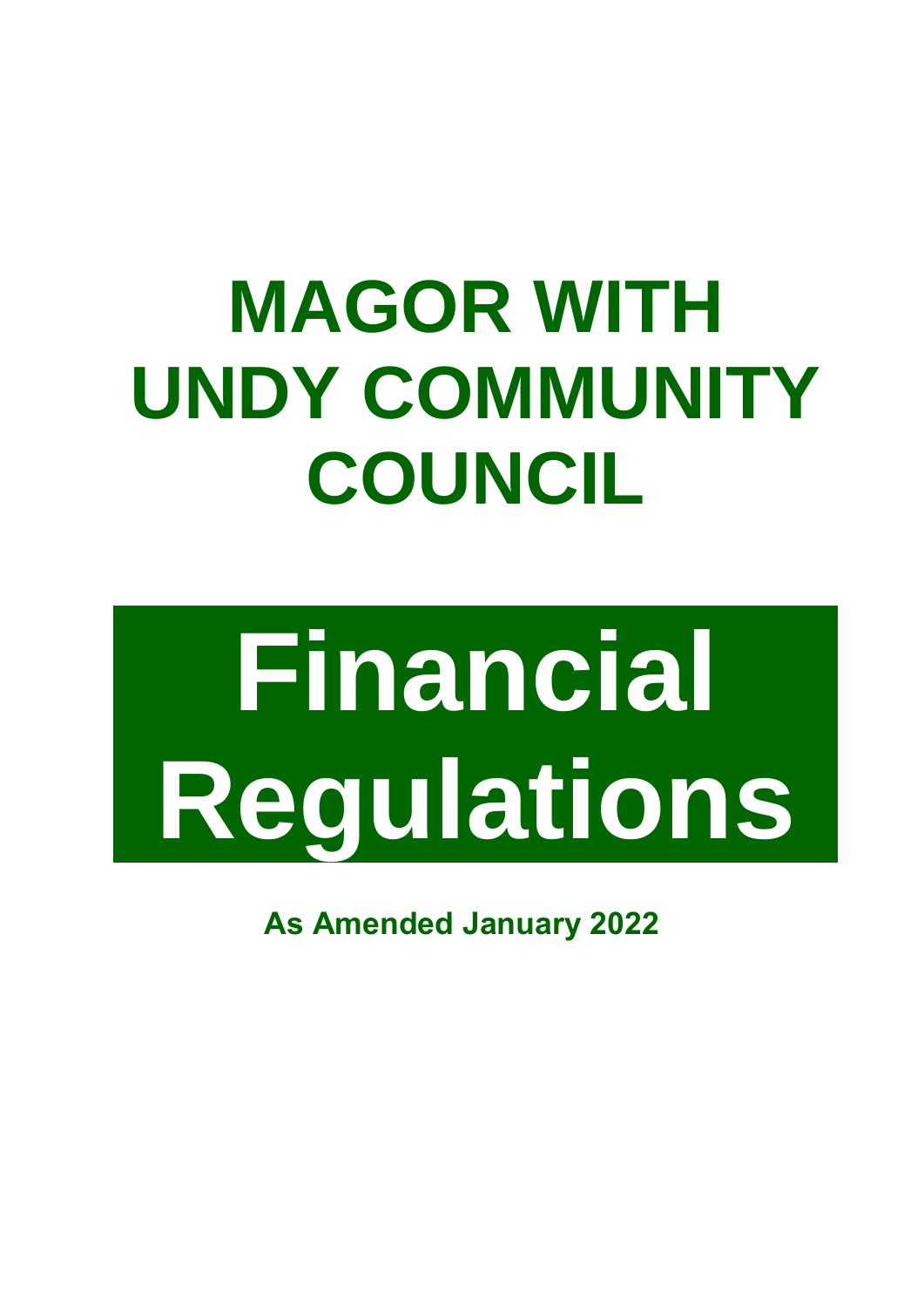# MAGOR WITH UNDY COMMUNITY COUNCIL

# Financial Regulations

**As Amended January 2022**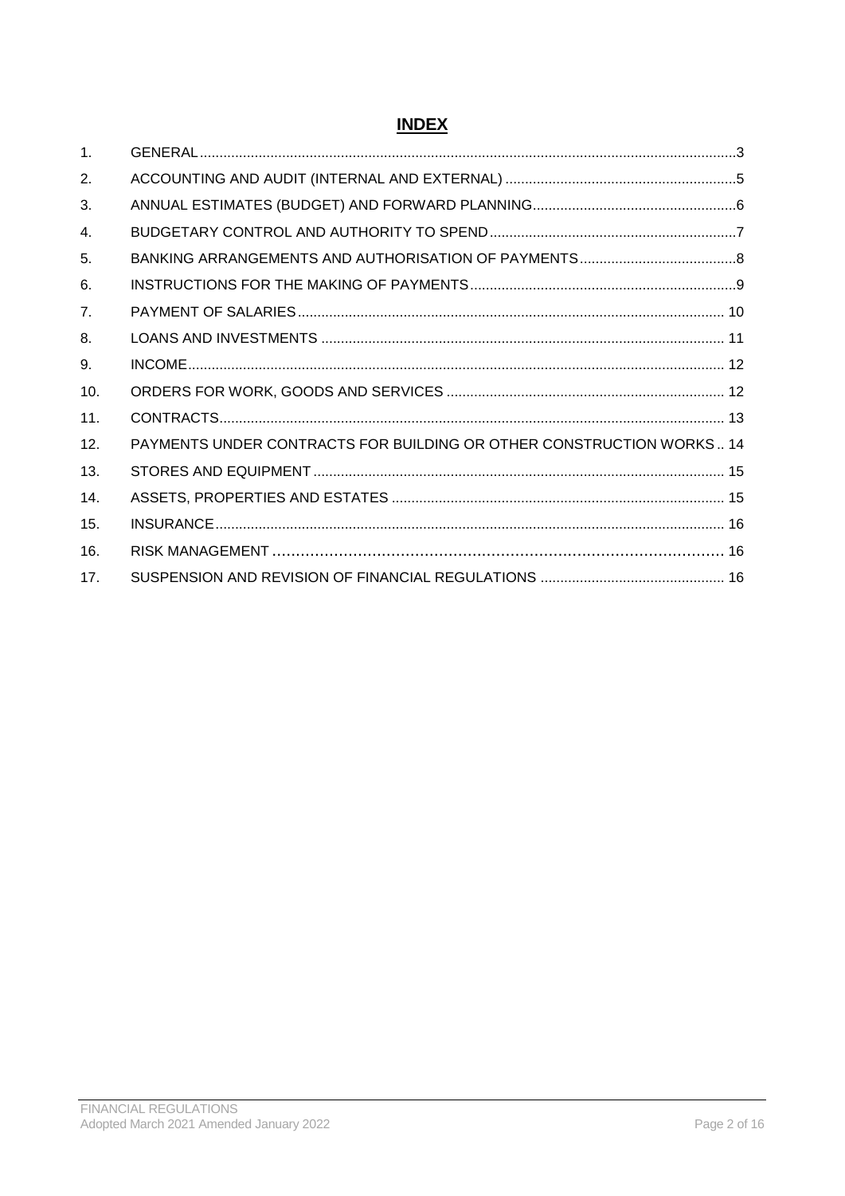# INDEX

| | | |
|---|---|---|
| 1. | GENERAL | 3 |
| 2. | ACCOUNTING AND AUDIT (INTERNAL AND EXTERNAL) | 5 |
| 3. | ANNUAL ESTIMATES (BUDGET) AND FORWARD PLANNING | 6 |
| 4. | BUDGETARY CONTROL AND AUTHORITY TO SPEND | 7 |
| 5. | BANKING ARRANGEMENTS AND AUTHORISATION OF PAYMENTS | 8 |
| 6. | INSTRUCTIONS FOR THE MAKING OF PAYMENTS | 9 |
| 7. | PAYMENT OF SALARIES | 10 |
| 8. | LOANS AND INVESTMENTS | 11 |
| 9. | INCOME | 12 |
| 10. | ORDERS FOR WORK, GOODS AND SERVICES | 12 |
| 11. | CONTRACTS | 13 |
| 12. | PAYMENTS UNDER CONTRACTS FOR BUILDING OR OTHER CONSTRUCTION WORKS | 14 |
| 13. | STORES AND EQUIPMENT | 15 |
| 14. | ASSETS, PROPERTIES AND ESTATES | 15 |
| 15. | INSURANCE | 16 |
| 16. | RISK MANAGEMENT | 16 |
| 17. | SUSPENSION AND REVISION OF FINANCIAL REGULATIONS | 16 |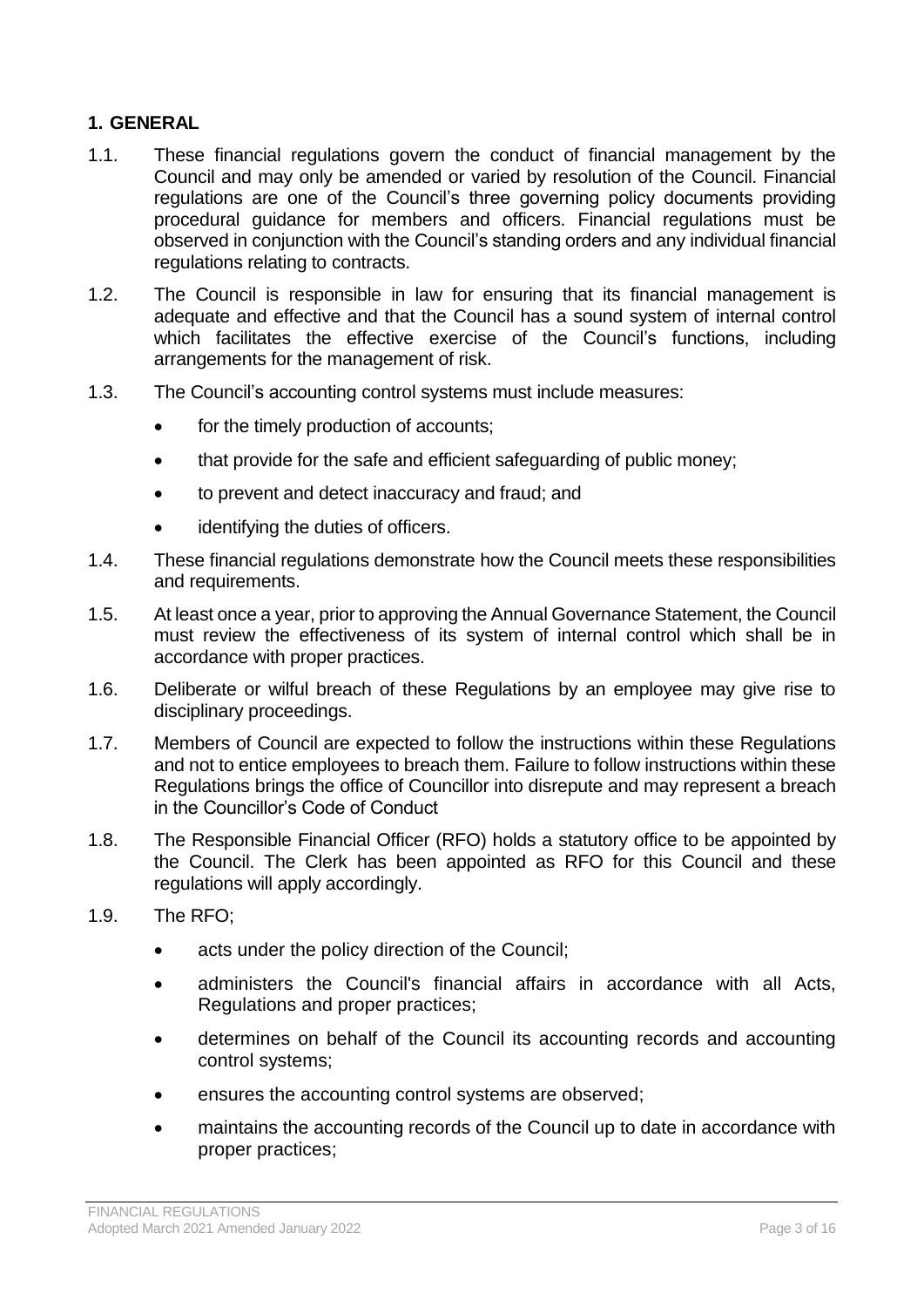## 1. GENERAL

1.1. These financial regulations govern the conduct of financial management by the Council and may only be amended or varied by resolution of the Council. Financial regulations are one of the Council's three governing policy documents providing procedural guidance for members and officers. Financial regulations must be observed in conjunction with the Council's standing orders and any individual financial regulations relating to contracts.

1.2. The Council is responsible in law for ensuring that its financial management is adequate and effective and that the Council has a sound system of internal control which facilitates the effective exercise of the Council's functions, including arrangements for the management of risk.

1.3. The Council's accounting control systems must include measures:

- for the timely production of accounts;
- that provide for the safe and efficient safeguarding of public money;
- to prevent and detect inaccuracy and fraud; and
- identifying the duties of officers.

1.4. These financial regulations demonstrate how the Council meets these responsibilities and requirements.

1.5. At least once a year, prior to approving the Annual Governance Statement, the Council must review the effectiveness of its system of internal control which shall be in accordance with proper practices.

1.6. Deliberate or wilful breach of these Regulations by an employee may give rise to disciplinary proceedings.

1.7. Members of Council are expected to follow the instructions within these Regulations and not to entice employees to breach them. Failure to follow instructions within these Regulations brings the office of Councillor into disrepute and may represent a breach in the Councillor's Code of Conduct

1.8. The Responsible Financial Officer (RFO) holds a statutory office to be appointed by the Council. The Clerk has been appointed as RFO for this Council and these regulations will apply accordingly.

1.9. The RFO;

- acts under the policy direction of the Council;
- administers the Council's financial affairs in accordance with all Acts, Regulations and proper practices;
- determines on behalf of the Council its accounting records and accounting control systems;
- ensures the accounting control systems are observed;
- maintains the accounting records of the Council up to date in accordance with proper practices;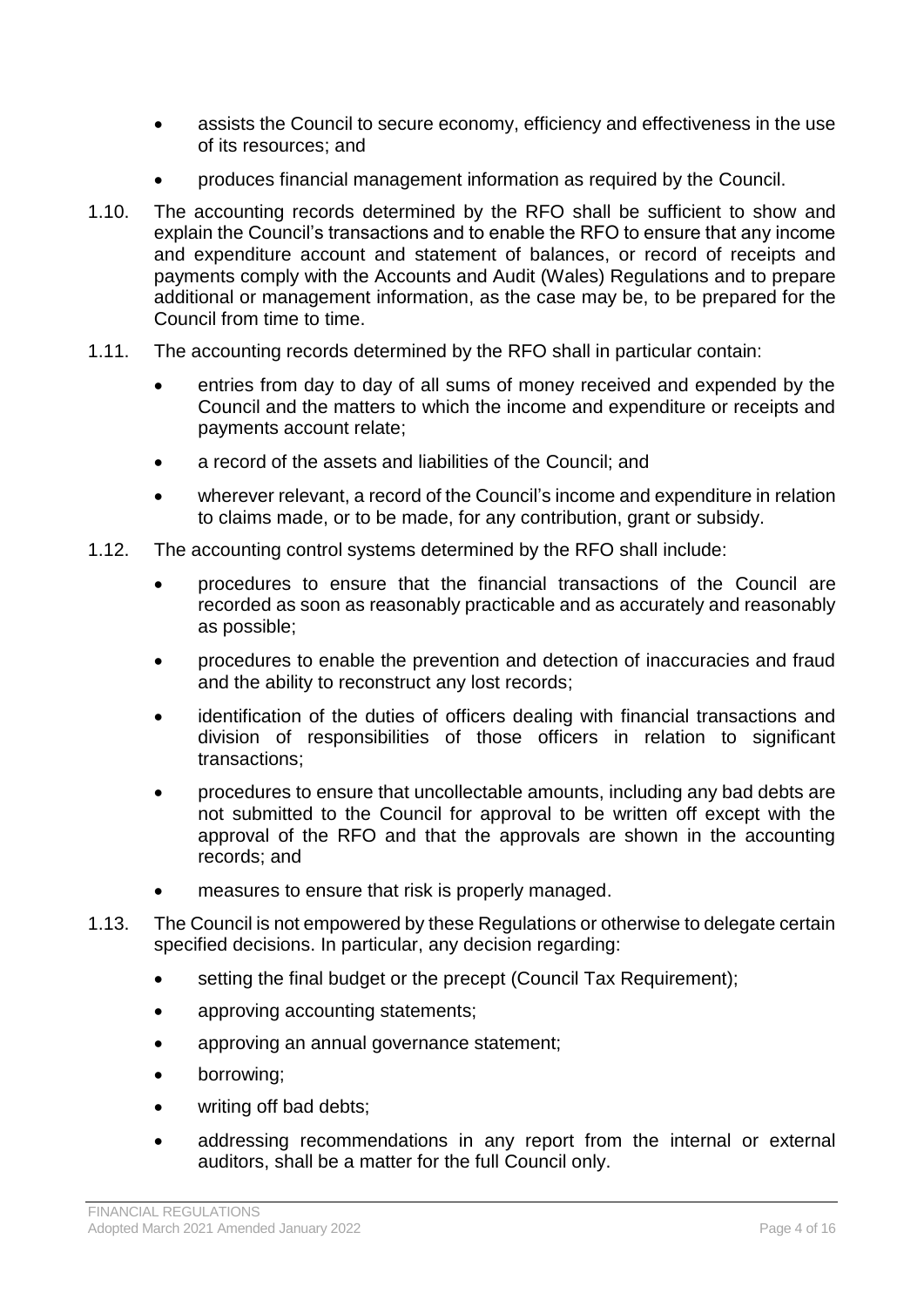- assists the Council to secure economy, efficiency and effectiveness in the use of its resources; and
- produces financial management information as required by the Council.

1.10. The accounting records determined by the RFO shall be sufficient to show and explain the Council's transactions and to enable the RFO to ensure that any income and expenditure account and statement of balances, or record of receipts and payments comply with the Accounts and Audit (Wales) Regulations and to prepare additional or management information, as the case may be, to be prepared for the Council from time to time.

1.11. The accounting records determined by the RFO shall in particular contain:

- entries from day to day of all sums of money received and expended by the Council and the matters to which the income and expenditure or receipts and payments account relate;
- a record of the assets and liabilities of the Council; and
- wherever relevant, a record of the Council's income and expenditure in relation to claims made, or to be made, for any contribution, grant or subsidy.

1.12. The accounting control systems determined by the RFO shall include:

- procedures to ensure that the financial transactions of the Council are recorded as soon as reasonably practicable and as accurately and reasonably as possible;
- procedures to enable the prevention and detection of inaccuracies and fraud and the ability to reconstruct any lost records;
- identification of the duties of officers dealing with financial transactions and division of responsibilities of those officers in relation to significant transactions;
- procedures to ensure that uncollectable amounts, including any bad debts are not submitted to the Council for approval to be written off except with the approval of the RFO and that the approvals are shown in the accounting records; and
- measures to ensure that risk is properly managed.

1.13. The Council is not empowered by these Regulations or otherwise to delegate certain specified decisions. In particular, any decision regarding:

- setting the final budget or the precept (Council Tax Requirement);
- approving accounting statements;
- approving an annual governance statement;
- borrowing;
- writing off bad debts;
- addressing recommendations in any report from the internal or external auditors, shall be a matter for the full Council only.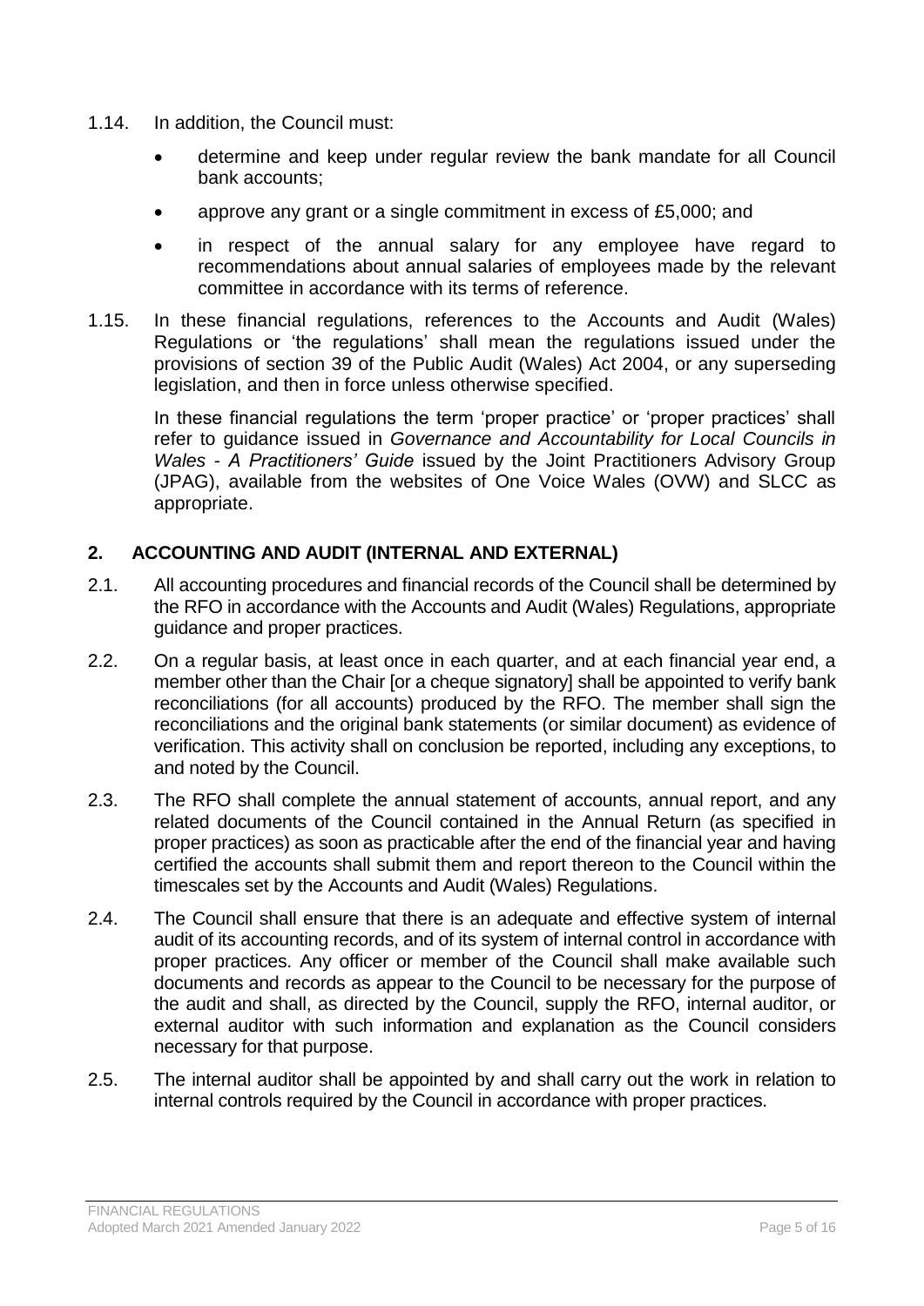1.14. In addition, the Council must:

- determine and keep under regular review the bank mandate for all Council bank accounts;
- approve any grant or a single commitment in excess of £5,000; and
- in respect of the annual salary for any employee have regard to recommendations about annual salaries of employees made by the relevant committee in accordance with its terms of reference.

1.15. In these financial regulations, references to the Accounts and Audit (Wales) Regulations or 'the regulations' shall mean the regulations issued under the provisions of section 39 of the Public Audit (Wales) Act 2004, or any superseding legislation, and then in force unless otherwise specified.

In these financial regulations the term 'proper practice' or 'proper practices' shall refer to guidance issued in *Governance and Accountability for Local Councils in Wales - A Practitioners' Guide* issued by the Joint Practitioners Advisory Group (JPAG), available from the websites of One Voice Wales (OVW) and SLCC as appropriate.

## 2. ACCOUNTING AND AUDIT (INTERNAL AND EXTERNAL)

2.1. All accounting procedures and financial records of the Council shall be determined by the RFO in accordance with the Accounts and Audit (Wales) Regulations, appropriate guidance and proper practices.

2.2. On a regular basis, at least once in each quarter, and at each financial year end, a member other than the Chair [or a cheque signatory] shall be appointed to verify bank reconciliations (for all accounts) produced by the RFO. The member shall sign the reconciliations and the original bank statements (or similar document) as evidence of verification. This activity shall on conclusion be reported, including any exceptions, to and noted by the Council.

2.3. The RFO shall complete the annual statement of accounts, annual report, and any related documents of the Council contained in the Annual Return (as specified in proper practices) as soon as practicable after the end of the financial year and having certified the accounts shall submit them and report thereon to the Council within the timescales set by the Accounts and Audit (Wales) Regulations.

2.4. The Council shall ensure that there is an adequate and effective system of internal audit of its accounting records, and of its system of internal control in accordance with proper practices. Any officer or member of the Council shall make available such documents and records as appear to the Council to be necessary for the purpose of the audit and shall, as directed by the Council, supply the RFO, internal auditor, or external auditor with such information and explanation as the Council considers necessary for that purpose.

2.5. The internal auditor shall be appointed by and shall carry out the work in relation to internal controls required by the Council in accordance with proper practices.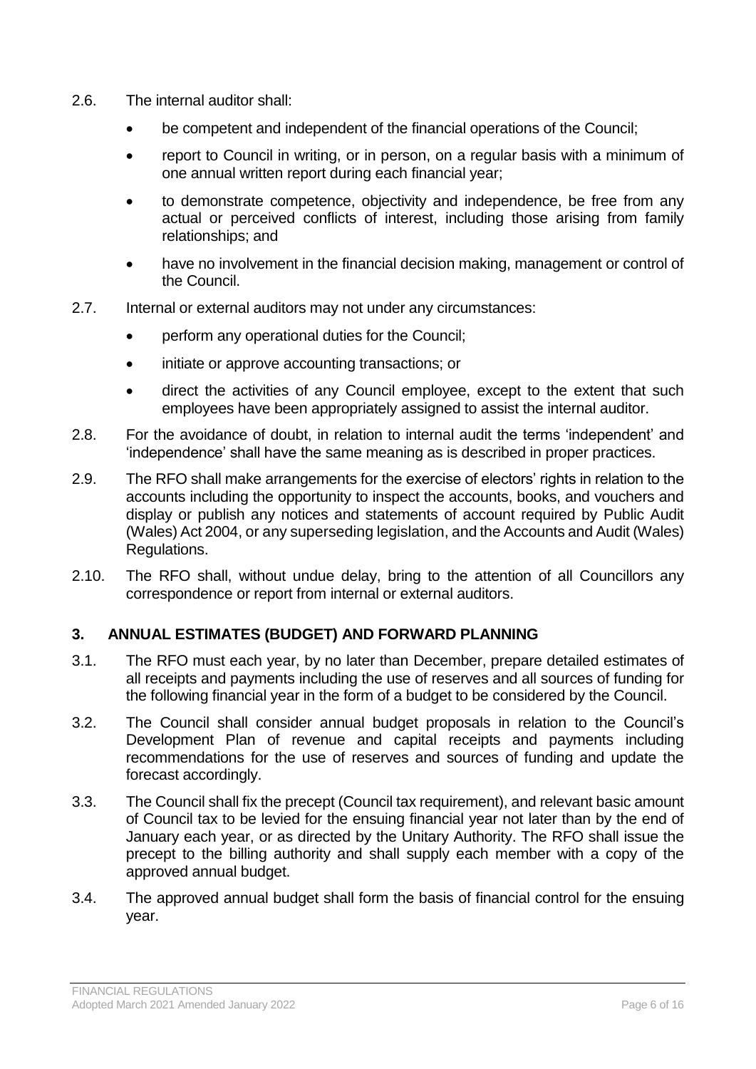2.6. The internal auditor shall:

- be competent and independent of the financial operations of the Council;
- report to Council in writing, or in person, on a regular basis with a minimum of one annual written report during each financial year;
- to demonstrate competence, objectivity and independence, be free from any actual or perceived conflicts of interest, including those arising from family relationships; and
- have no involvement in the financial decision making, management or control of the Council.

2.7. Internal or external auditors may not under any circumstances:

- perform any operational duties for the Council;
- initiate or approve accounting transactions; or
- direct the activities of any Council employee, except to the extent that such employees have been appropriately assigned to assist the internal auditor.

2.8. For the avoidance of doubt, in relation to internal audit the terms 'independent' and 'independence' shall have the same meaning as is described in proper practices.

2.9. The RFO shall make arrangements for the exercise of electors' rights in relation to the accounts including the opportunity to inspect the accounts, books, and vouchers and display or publish any notices and statements of account required by Public Audit (Wales) Act 2004, or any superseding legislation, and the Accounts and Audit (Wales) Regulations.

2.10. The RFO shall, without undue delay, bring to the attention of all Councillors any correspondence or report from internal or external auditors.

## 3. ANNUAL ESTIMATES (BUDGET) AND FORWARD PLANNING

3.1. The RFO must each year, by no later than December, prepare detailed estimates of all receipts and payments including the use of reserves and all sources of funding for the following financial year in the form of a budget to be considered by the Council.

3.2. The Council shall consider annual budget proposals in relation to the Council's Development Plan of revenue and capital receipts and payments including recommendations for the use of reserves and sources of funding and update the forecast accordingly.

3.3. The Council shall fix the precept (Council tax requirement), and relevant basic amount of Council tax to be levied for the ensuing financial year not later than by the end of January each year, or as directed by the Unitary Authority. The RFO shall issue the precept to the billing authority and shall supply each member with a copy of the approved annual budget.

3.4. The approved annual budget shall form the basis of financial control for the ensuing year.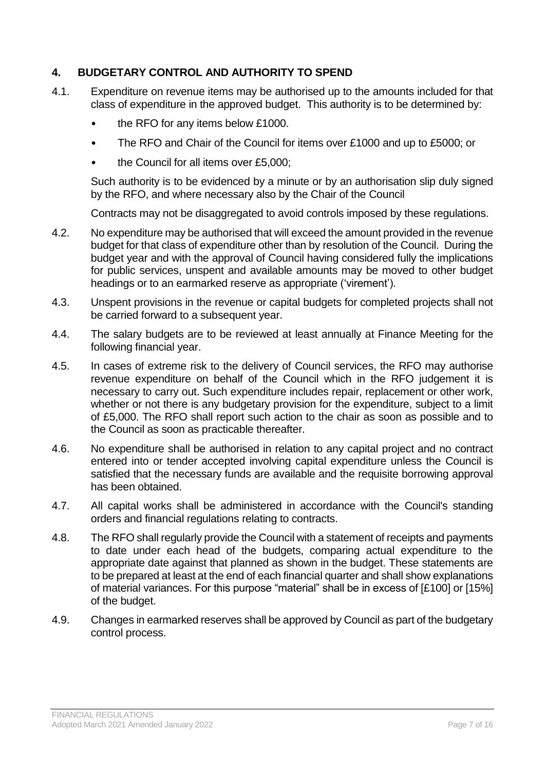## 4. BUDGETARY CONTROL AND AUTHORITY TO SPEND

4.1. Expenditure on revenue items may be authorised up to the amounts included for that class of expenditure in the approved budget. This authority is to be determined by:

- the RFO for any items below £1000.
- The RFO and Chair of the Council for items over £1000 and up to £5000; or
- the Council for all items over £5,000;

Such authority is to be evidenced by a minute or by an authorisation slip duly signed by the RFO, and where necessary also by the Chair of the Council

Contracts may not be disaggregated to avoid controls imposed by these regulations.

4.2. No expenditure may be authorised that will exceed the amount provided in the revenue budget for that class of expenditure other than by resolution of the Council. During the budget year and with the approval of Council having considered fully the implications for public services, unspent and available amounts may be moved to other budget headings or to an earmarked reserve as appropriate ('virement').

4.3. Unspent provisions in the revenue or capital budgets for completed projects shall not be carried forward to a subsequent year.

4.4. The salary budgets are to be reviewed at least annually at Finance Meeting for the following financial year.

4.5. In cases of extreme risk to the delivery of Council services, the RFO may authorise revenue expenditure on behalf of the Council which in the RFO judgement it is necessary to carry out. Such expenditure includes repair, replacement or other work, whether or not there is any budgetary provision for the expenditure, subject to a limit of £5,000. The RFO shall report such action to the chair as soon as possible and to the Council as soon as practicable thereafter.

4.6. No expenditure shall be authorised in relation to any capital project and no contract entered into or tender accepted involving capital expenditure unless the Council is satisfied that the necessary funds are available and the requisite borrowing approval has been obtained.

4.7. All capital works shall be administered in accordance with the Council's standing orders and financial regulations relating to contracts.

4.8. The RFO shall regularly provide the Council with a statement of receipts and payments to date under each head of the budgets, comparing actual expenditure to the appropriate date against that planned as shown in the budget. These statements are to be prepared at least at the end of each financial quarter and shall show explanations of material variances. For this purpose "material" shall be in excess of [£100] or [15%] of the budget.

4.9. Changes in earmarked reserves shall be approved by Council as part of the budgetary control process.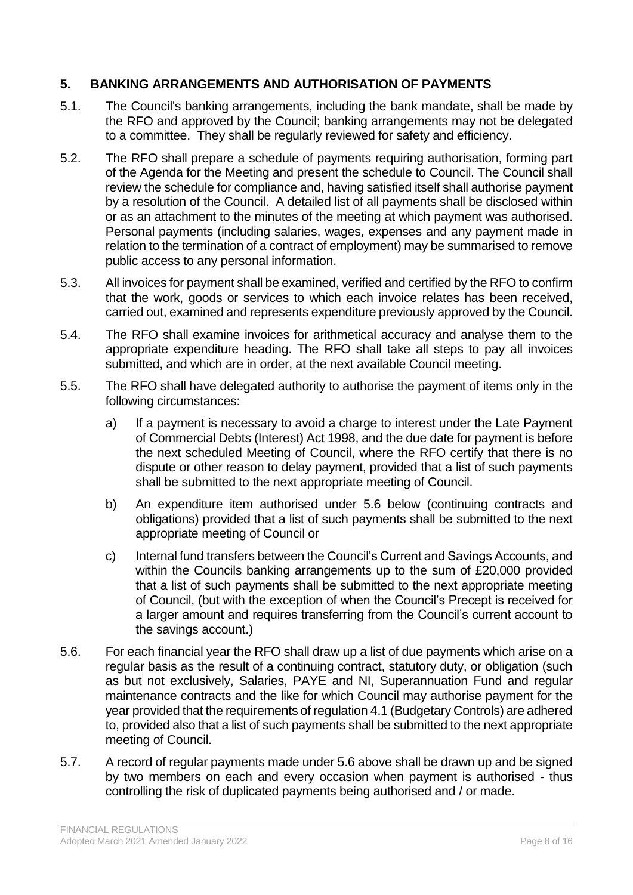## 5. BANKING ARRANGEMENTS AND AUTHORISATION OF PAYMENTS

5.1. The Council's banking arrangements, including the bank mandate, shall be made by the RFO and approved by the Council; banking arrangements may not be delegated to a committee. They shall be regularly reviewed for safety and efficiency.

5.2. The RFO shall prepare a schedule of payments requiring authorisation, forming part of the Agenda for the Meeting and present the schedule to Council. The Council shall review the schedule for compliance and, having satisfied itself shall authorise payment by a resolution of the Council. A detailed list of all payments shall be disclosed within or as an attachment to the minutes of the meeting at which payment was authorised. Personal payments (including salaries, wages, expenses and any payment made in relation to the termination of a contract of employment) may be summarised to remove public access to any personal information.

5.3. All invoices for payment shall be examined, verified and certified by the RFO to confirm that the work, goods or services to which each invoice relates has been received, carried out, examined and represents expenditure previously approved by the Council.

5.4. The RFO shall examine invoices for arithmetical accuracy and analyse them to the appropriate expenditure heading. The RFO shall take all steps to pay all invoices submitted, and which are in order, at the next available Council meeting.

5.5. The RFO shall have delegated authority to authorise the payment of items only in the following circumstances:

a) If a payment is necessary to avoid a charge to interest under the Late Payment of Commercial Debts (Interest) Act 1998, and the due date for payment is before the next scheduled Meeting of Council, where the RFO certify that there is no dispute or other reason to delay payment, provided that a list of such payments shall be submitted to the next appropriate meeting of Council.

b) An expenditure item authorised under 5.6 below (continuing contracts and obligations) provided that a list of such payments shall be submitted to the next appropriate meeting of Council or

c) Internal fund transfers between the Council's Current and Savings Accounts, and within the Councils banking arrangements up to the sum of £20,000 provided that a list of such payments shall be submitted to the next appropriate meeting of Council, (but with the exception of when the Council's Precept is received for a larger amount and requires transferring from the Council's current account to the savings account.)

5.6. For each financial year the RFO shall draw up a list of due payments which arise on a regular basis as the result of a continuing contract, statutory duty, or obligation (such as but not exclusively, Salaries, PAYE and NI, Superannuation Fund and regular maintenance contracts and the like for which Council may authorise payment for the year provided that the requirements of regulation 4.1 (Budgetary Controls) are adhered to, provided also that a list of such payments shall be submitted to the next appropriate meeting of Council.

5.7. A record of regular payments made under 5.6 above shall be drawn up and be signed by two members on each and every occasion when payment is authorised - thus controlling the risk of duplicated payments being authorised and / or made.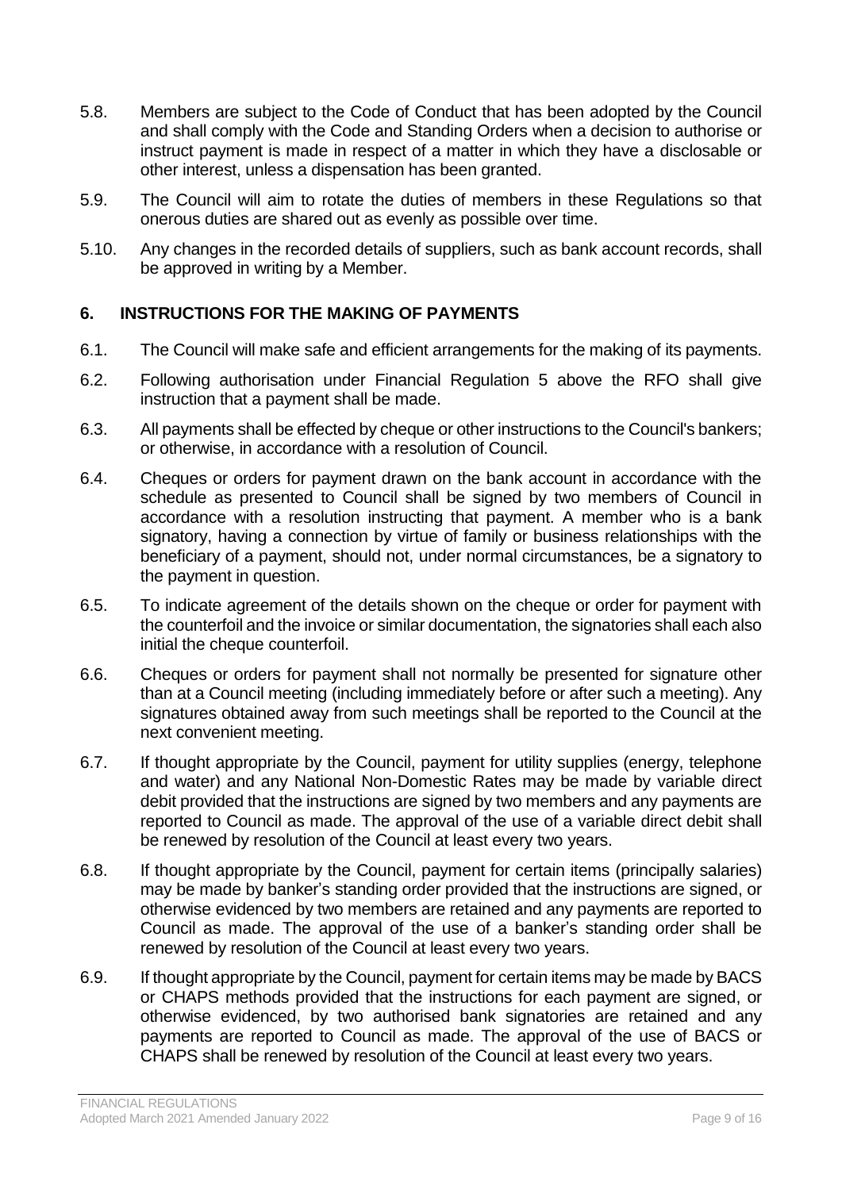5.8. Members are subject to the Code of Conduct that has been adopted by the Council and shall comply with the Code and Standing Orders when a decision to authorise or instruct payment is made in respect of a matter in which they have a disclosable or other interest, unless a dispensation has been granted.

5.9. The Council will aim to rotate the duties of members in these Regulations so that onerous duties are shared out as evenly as possible over time.

5.10. Any changes in the recorded details of suppliers, such as bank account records, shall be approved in writing by a Member.

## 6. INSTRUCTIONS FOR THE MAKING OF PAYMENTS

6.1. The Council will make safe and efficient arrangements for the making of its payments.

6.2. Following authorisation under Financial Regulation 5 above the RFO shall give instruction that a payment shall be made.

6.3. All payments shall be effected by cheque or other instructions to the Council's bankers; or otherwise, in accordance with a resolution of Council.

6.4. Cheques or orders for payment drawn on the bank account in accordance with the schedule as presented to Council shall be signed by two members of Council in accordance with a resolution instructing that payment. A member who is a bank signatory, having a connection by virtue of family or business relationships with the beneficiary of a payment, should not, under normal circumstances, be a signatory to the payment in question.

6.5. To indicate agreement of the details shown on the cheque or order for payment with the counterfoil and the invoice or similar documentation, the signatories shall each also initial the cheque counterfoil.

6.6. Cheques or orders for payment shall not normally be presented for signature other than at a Council meeting (including immediately before or after such a meeting). Any signatures obtained away from such meetings shall be reported to the Council at the next convenient meeting.

6.7. If thought appropriate by the Council, payment for utility supplies (energy, telephone and water) and any National Non-Domestic Rates may be made by variable direct debit provided that the instructions are signed by two members and any payments are reported to Council as made. The approval of the use of a variable direct debit shall be renewed by resolution of the Council at least every two years.

6.8. If thought appropriate by the Council, payment for certain items (principally salaries) may be made by banker's standing order provided that the instructions are signed, or otherwise evidenced by two members are retained and any payments are reported to Council as made. The approval of the use of a banker's standing order shall be renewed by resolution of the Council at least every two years.

6.9. If thought appropriate by the Council, payment for certain items may be made by BACS or CHAPS methods provided that the instructions for each payment are signed, or otherwise evidenced, by two authorised bank signatories are retained and any payments are reported to Council as made. The approval of the use of BACS or CHAPS shall be renewed by resolution of the Council at least every two years.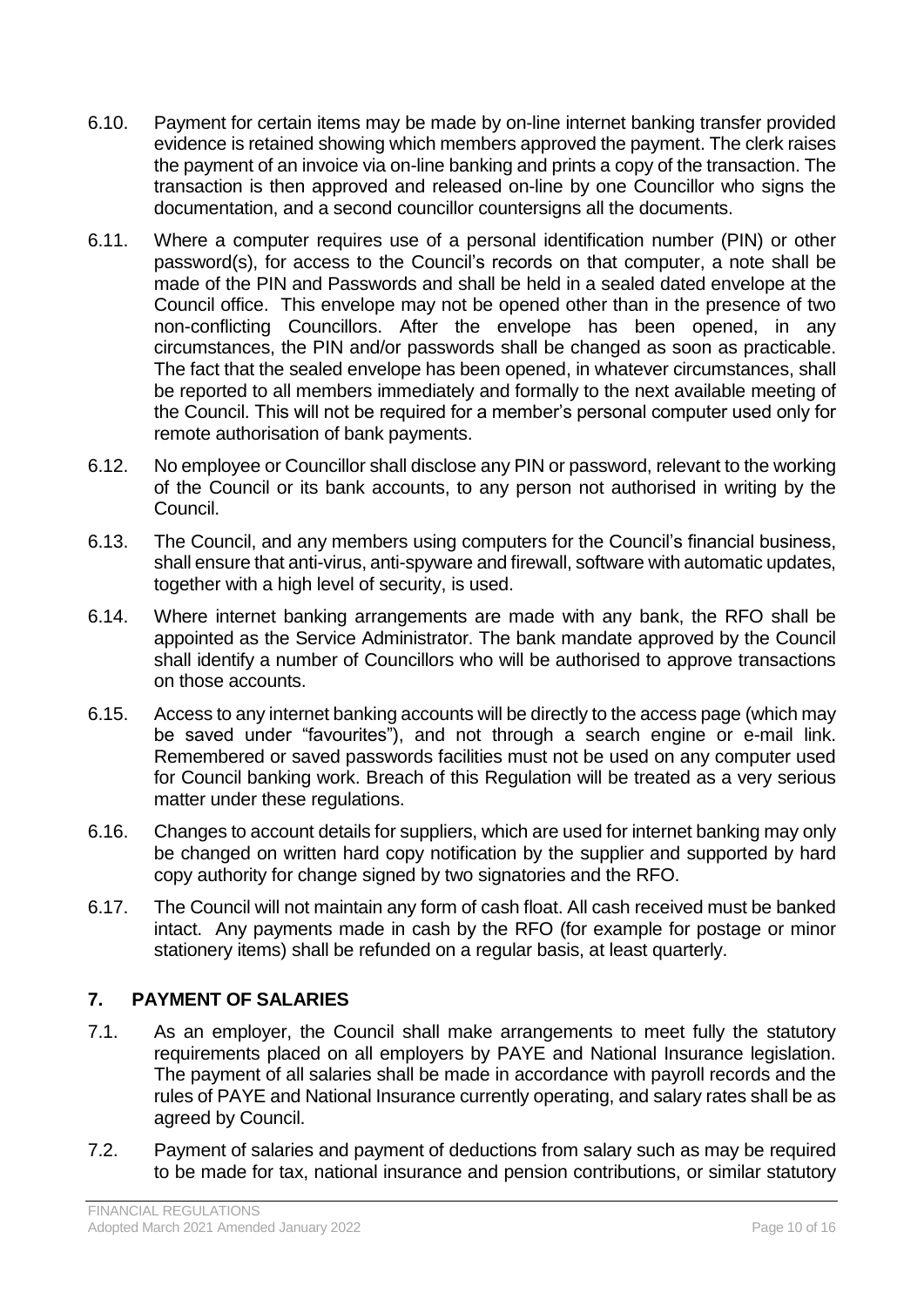6.10. Payment for certain items may be made by on-line internet banking transfer provided evidence is retained showing which members approved the payment. The clerk raises the payment of an invoice via on-line banking and prints a copy of the transaction. The transaction is then approved and released on-line by one Councillor who signs the documentation, and a second councillor countersigns all the documents.

6.11. Where a computer requires use of a personal identification number (PIN) or other password(s), for access to the Council's records on that computer, a note shall be made of the PIN and Passwords and shall be held in a sealed dated envelope at the Council office. This envelope may not be opened other than in the presence of two non-conflicting Councillors. After the envelope has been opened, in any circumstances, the PIN and/or passwords shall be changed as soon as practicable. The fact that the sealed envelope has been opened, in whatever circumstances, shall be reported to all members immediately and formally to the next available meeting of the Council. This will not be required for a member's personal computer used only for remote authorisation of bank payments.

6.12. No employee or Councillor shall disclose any PIN or password, relevant to the working of the Council or its bank accounts, to any person not authorised in writing by the Council.

6.13. The Council, and any members using computers for the Council's financial business, shall ensure that anti-virus, anti-spyware and firewall, software with automatic updates, together with a high level of security, is used.

6.14. Where internet banking arrangements are made with any bank, the RFO shall be appointed as the Service Administrator. The bank mandate approved by the Council shall identify a number of Councillors who will be authorised to approve transactions on those accounts.

6.15. Access to any internet banking accounts will be directly to the access page (which may be saved under "favourites"), and not through a search engine or e-mail link. Remembered or saved passwords facilities must not be used on any computer used for Council banking work. Breach of this Regulation will be treated as a very serious matter under these regulations.

6.16. Changes to account details for suppliers, which are used for internet banking may only be changed on written hard copy notification by the supplier and supported by hard copy authority for change signed by two signatories and the RFO.

6.17. The Council will not maintain any form of cash float. All cash received must be banked intact. Any payments made in cash by the RFO (for example for postage or minor stationery items) shall be refunded on a regular basis, at least quarterly.

## 7. PAYMENT OF SALARIES

7.1. As an employer, the Council shall make arrangements to meet fully the statutory requirements placed on all employers by PAYE and National Insurance legislation. The payment of all salaries shall be made in accordance with payroll records and the rules of PAYE and National Insurance currently operating, and salary rates shall be as agreed by Council.

7.2. Payment of salaries and payment of deductions from salary such as may be required to be made for tax, national insurance and pension contributions, or similar statutory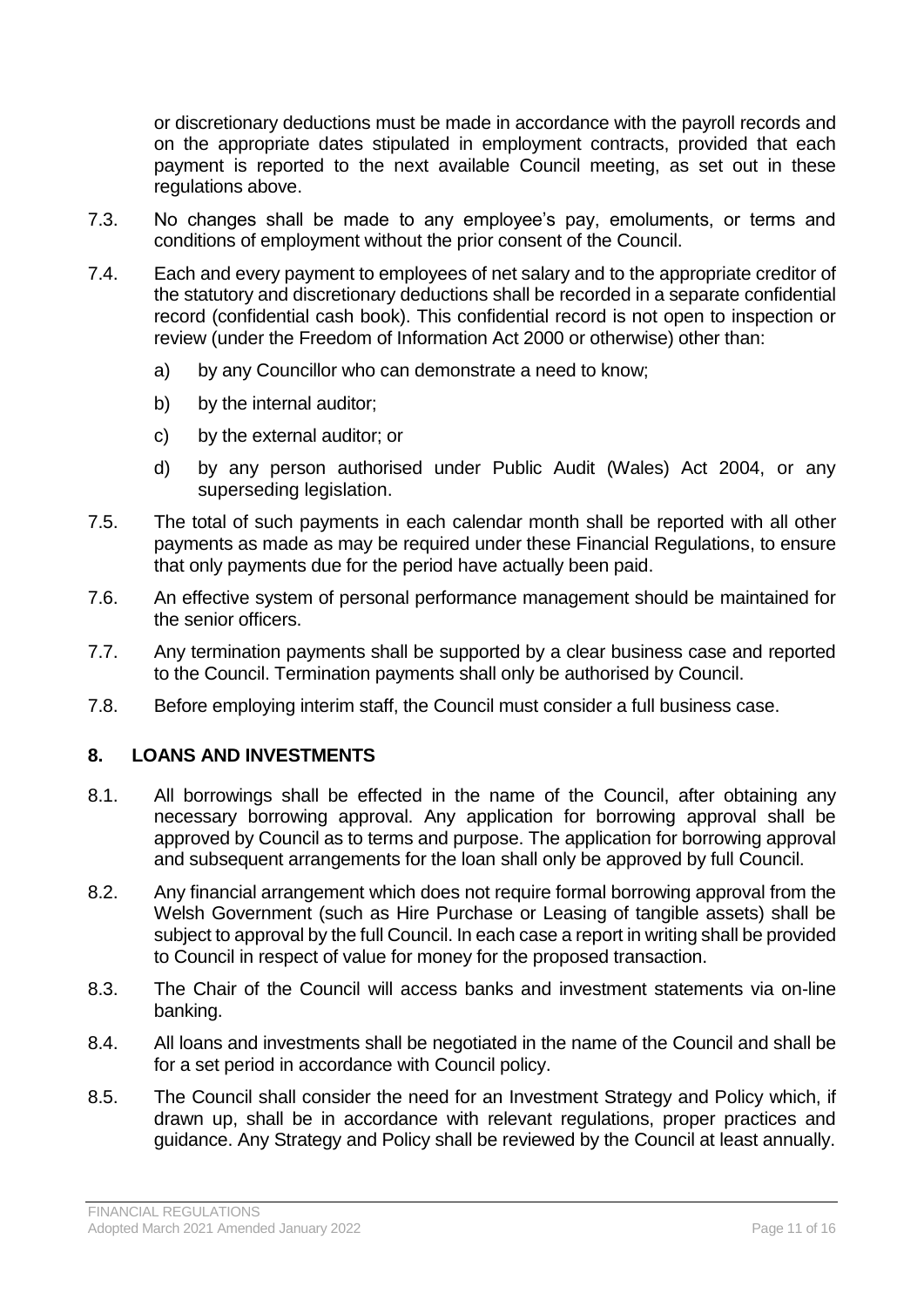or discretionary deductions must be made in accordance with the payroll records and on the appropriate dates stipulated in employment contracts, provided that each payment is reported to the next available Council meeting, as set out in these regulations above.

7.3. No changes shall be made to any employee's pay, emoluments, or terms and conditions of employment without the prior consent of the Council.

7.4. Each and every payment to employees of net salary and to the appropriate creditor of the statutory and discretionary deductions shall be recorded in a separate confidential record (confidential cash book). This confidential record is not open to inspection or review (under the Freedom of Information Act 2000 or otherwise) other than:

   a) by any Councillor who can demonstrate a need to know;

   b) by the internal auditor;

   c) by the external auditor; or

   d) by any person authorised under Public Audit (Wales) Act 2004, or any superseding legislation.

7.5. The total of such payments in each calendar month shall be reported with all other payments as made as may be required under these Financial Regulations, to ensure that only payments due for the period have actually been paid.

7.6. An effective system of personal performance management should be maintained for the senior officers.

7.7. Any termination payments shall be supported by a clear business case and reported to the Council. Termination payments shall only be authorised by Council.

7.8. Before employing interim staff, the Council must consider a full business case.

## 8. LOANS AND INVESTMENTS

8.1. All borrowings shall be effected in the name of the Council, after obtaining any necessary borrowing approval. Any application for borrowing approval shall be approved by Council as to terms and purpose. The application for borrowing approval and subsequent arrangements for the loan shall only be approved by full Council.

8.2. Any financial arrangement which does not require formal borrowing approval from the Welsh Government (such as Hire Purchase or Leasing of tangible assets) shall be subject to approval by the full Council. In each case a report in writing shall be provided to Council in respect of value for money for the proposed transaction.

8.3. The Chair of the Council will access banks and investment statements via on-line banking.

8.4. All loans and investments shall be negotiated in the name of the Council and shall be for a set period in accordance with Council policy.

8.5. The Council shall consider the need for an Investment Strategy and Policy which, if drawn up, shall be in accordance with relevant regulations, proper practices and guidance. Any Strategy and Policy shall be reviewed by the Council at least annually.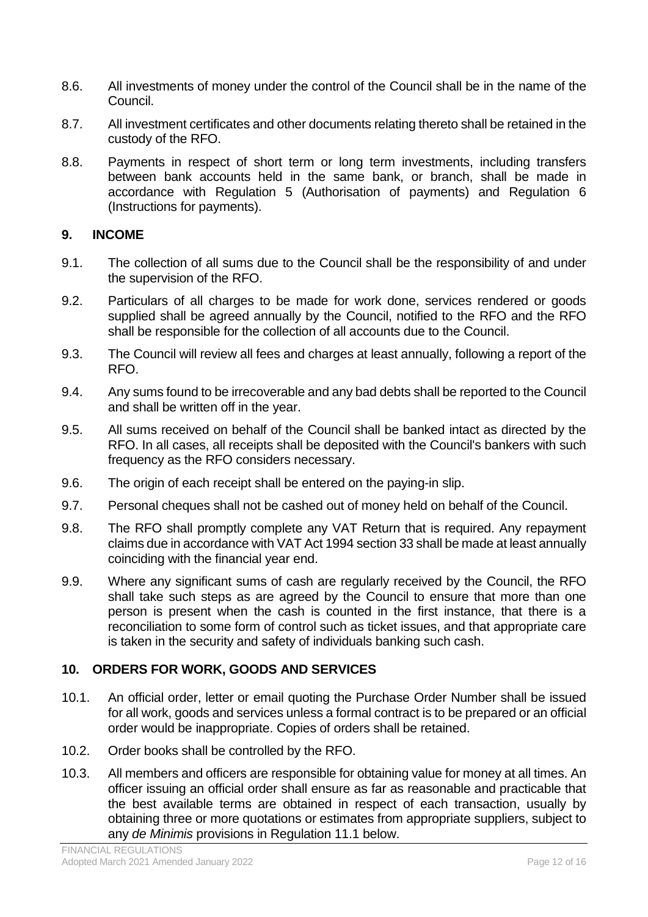8.6. All investments of money under the control of the Council shall be in the name of the Council.

8.7. All investment certificates and other documents relating thereto shall be retained in the custody of the RFO.

8.8. Payments in respect of short term or long term investments, including transfers between bank accounts held in the same bank, or branch, shall be made in accordance with Regulation 5 (Authorisation of payments) and Regulation 6 (Instructions for payments).

## 9. INCOME

9.1. The collection of all sums due to the Council shall be the responsibility of and under the supervision of the RFO.

9.2. Particulars of all charges to be made for work done, services rendered or goods supplied shall be agreed annually by the Council, notified to the RFO and the RFO shall be responsible for the collection of all accounts due to the Council.

9.3. The Council will review all fees and charges at least annually, following a report of the RFO.

9.4. Any sums found to be irrecoverable and any bad debts shall be reported to the Council and shall be written off in the year.

9.5. All sums received on behalf of the Council shall be banked intact as directed by the RFO. In all cases, all receipts shall be deposited with the Council's bankers with such frequency as the RFO considers necessary.

9.6. The origin of each receipt shall be entered on the paying-in slip.

9.7. Personal cheques shall not be cashed out of money held on behalf of the Council.

9.8. The RFO shall promptly complete any VAT Return that is required. Any repayment claims due in accordance with VAT Act 1994 section 33 shall be made at least annually coinciding with the financial year end.

9.9. Where any significant sums of cash are regularly received by the Council, the RFO shall take such steps as are agreed by the Council to ensure that more than one person is present when the cash is counted in the first instance, that there is a reconciliation to some form of control such as ticket issues, and that appropriate care is taken in the security and safety of individuals banking such cash.

## 10. ORDERS FOR WORK, GOODS AND SERVICES

10.1. An official order, letter or email quoting the Purchase Order Number shall be issued for all work, goods and services unless a formal contract is to be prepared or an official order would be inappropriate. Copies of orders shall be retained.

10.2. Order books shall be controlled by the RFO.

10.3. All members and officers are responsible for obtaining value for money at all times. An officer issuing an official order shall ensure as far as reasonable and practicable that the best available terms are obtained in respect of each transaction, usually by obtaining three or more quotations or estimates from appropriate suppliers, subject to any *de Minimis* provisions in Regulation 11.1 below.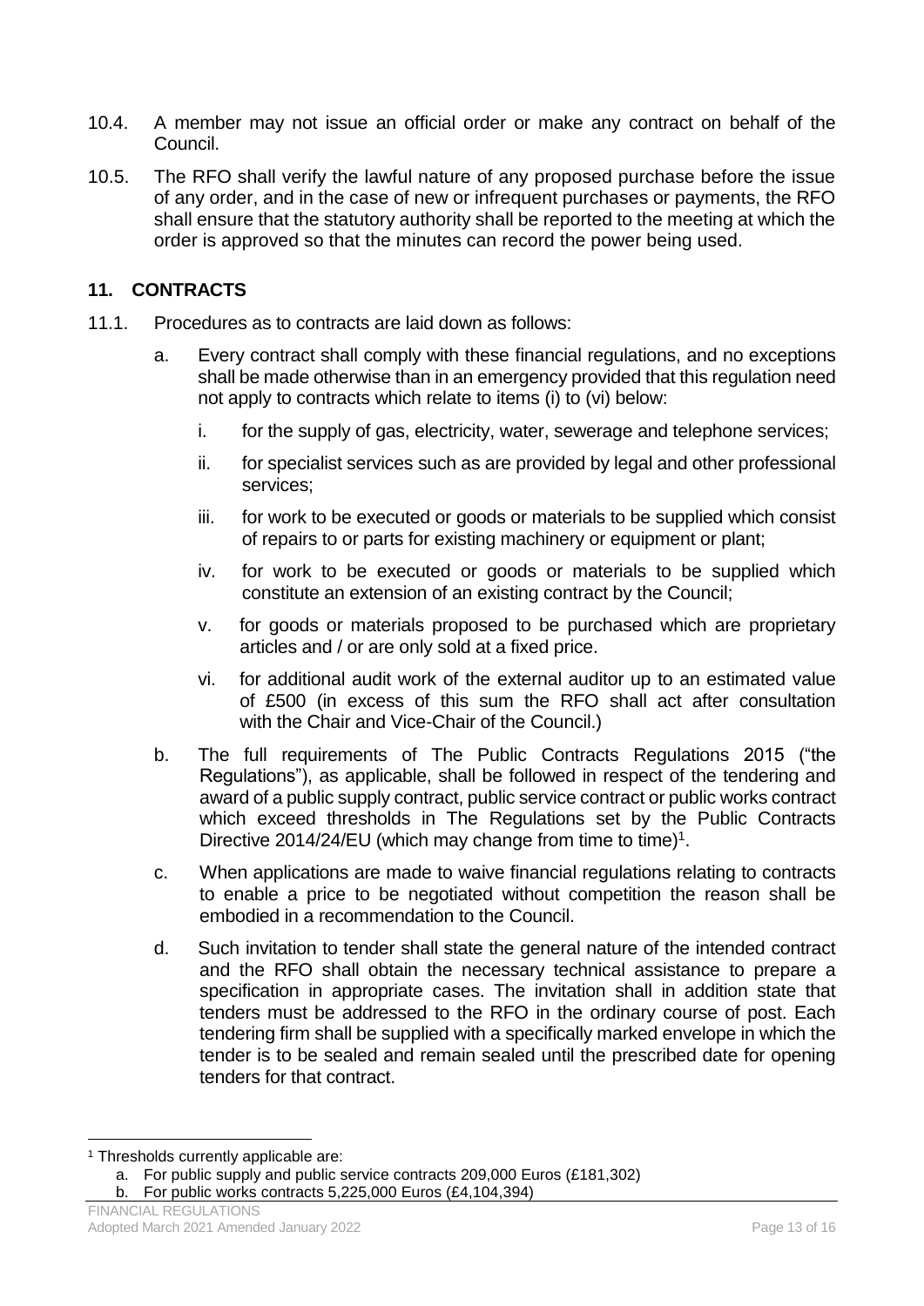10.4. A member may not issue an official order or make any contract on behalf of the Council.

10.5. The RFO shall verify the lawful nature of any proposed purchase before the issue of any order, and in the case of new or infrequent purchases or payments, the RFO shall ensure that the statutory authority shall be reported to the meeting at which the order is approved so that the minutes can record the power being used.

## 11. CONTRACTS

11.1. Procedures as to contracts are laid down as follows:

a. Every contract shall comply with these financial regulations, and no exceptions shall be made otherwise than in an emergency provided that this regulation need not apply to contracts which relate to items (i) to (vi) below:

   i. for the supply of gas, electricity, water, sewerage and telephone services;

   ii. for specialist services such as are provided by legal and other professional services;

   iii. for work to be executed or goods or materials to be supplied which consist of repairs to or parts for existing machinery or equipment or plant;

   iv. for work to be executed or goods or materials to be supplied which constitute an extension of an existing contract by the Council;

   v. for goods or materials proposed to be purchased which are proprietary articles and / or are only sold at a fixed price.

   vi. for additional audit work of the external auditor up to an estimated value of £500 (in excess of this sum the RFO shall act after consultation with the Chair and Vice-Chair of the Council.)

b. The full requirements of The Public Contracts Regulations 2015 ("the Regulations"), as applicable, shall be followed in respect of the tendering and award of a public supply contract, public service contract or public works contract which exceed thresholds in The Regulations set by the Public Contracts Directive 2014/24/EU (which may change from time to time)[1].

c. When applications are made to waive financial regulations relating to contracts to enable a price to be negotiated without competition the reason shall be embodied in a recommendation to the Council.

d. Such invitation to tender shall state the general nature of the intended contract and the RFO shall obtain the necessary technical assistance to prepare a specification in appropriate cases. The invitation shall in addition state that tenders must be addressed to the RFO in the ordinary course of post. Each tendering firm shall be supplied with a specifically marked envelope in which the tender is to be sealed and remain sealed until the prescribed date for opening tenders for that contract.

---

[1] Thresholds currently applicable are:

a. For public supply and public service contracts 209,000 Euros (£181,302)

b. For public works contracts 5,225,000 Euros (£4,104,394)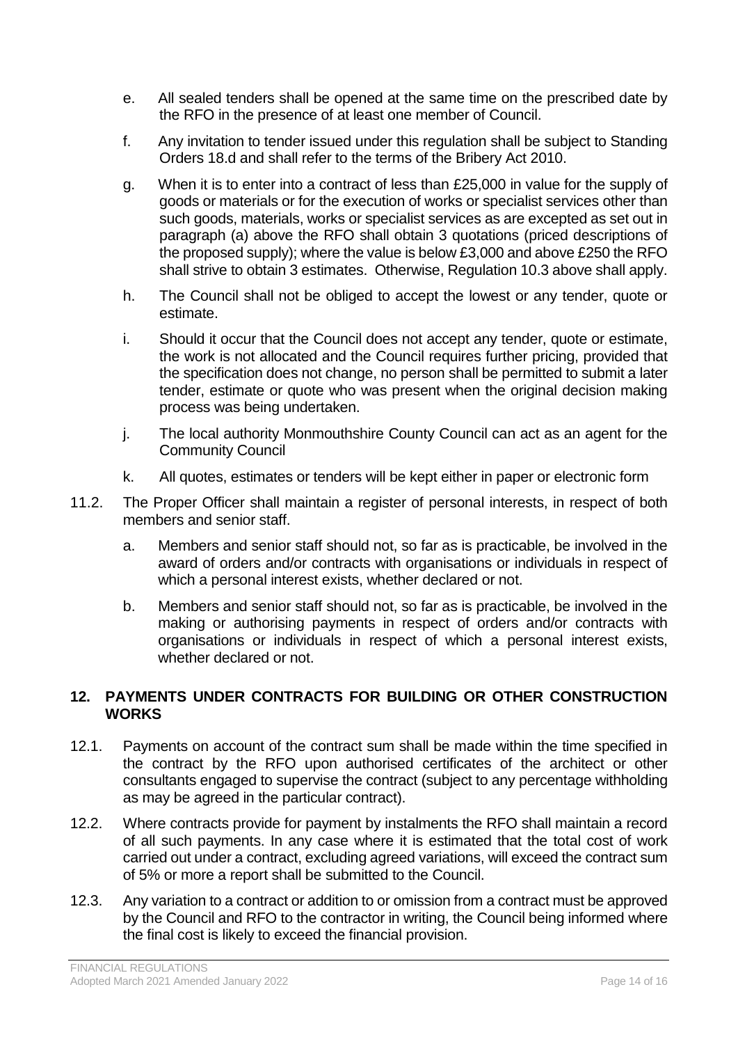e. All sealed tenders shall be opened at the same time on the prescribed date by the RFO in the presence of at least one member of Council.

f. Any invitation to tender issued under this regulation shall be subject to Standing Orders 18.d and shall refer to the terms of the Bribery Act 2010.

g. When it is to enter into a contract of less than £25,000 in value for the supply of goods or materials or for the execution of works or specialist services other than such goods, materials, works or specialist services as are excepted as set out in paragraph (a) above the RFO shall obtain 3 quotations (priced descriptions of the proposed supply); where the value is below £3,000 and above £250 the RFO shall strive to obtain 3 estimates. Otherwise, Regulation 10.3 above shall apply.

h. The Council shall not be obliged to accept the lowest or any tender, quote or estimate.

i. Should it occur that the Council does not accept any tender, quote or estimate, the work is not allocated and the Council requires further pricing, provided that the specification does not change, no person shall be permitted to submit a later tender, estimate or quote who was present when the original decision making process was being undertaken.

j. The local authority Monmouthshire County Council can act as an agent for the Community Council

k. All quotes, estimates or tenders will be kept either in paper or electronic form

11.2. The Proper Officer shall maintain a register of personal interests, in respect of both members and senior staff.

a. Members and senior staff should not, so far as is practicable, be involved in the award of orders and/or contracts with organisations or individuals in respect of which a personal interest exists, whether declared or not.

b. Members and senior staff should not, so far as is practicable, be involved in the making or authorising payments in respect of orders and/or contracts with organisations or individuals in respect of which a personal interest exists, whether declared or not.

## 12. PAYMENTS UNDER CONTRACTS FOR BUILDING OR OTHER CONSTRUCTION WORKS

12.1. Payments on account of the contract sum shall be made within the time specified in the contract by the RFO upon authorised certificates of the architect or other consultants engaged to supervise the contract (subject to any percentage withholding as may be agreed in the particular contract).

12.2. Where contracts provide for payment by instalments the RFO shall maintain a record of all such payments. In any case where it is estimated that the total cost of work carried out under a contract, excluding agreed variations, will exceed the contract sum of 5% or more a report shall be submitted to the Council.

12.3. Any variation to a contract or addition to or omission from a contract must be approved by the Council and RFO to the contractor in writing, the Council being informed where the final cost is likely to exceed the financial provision.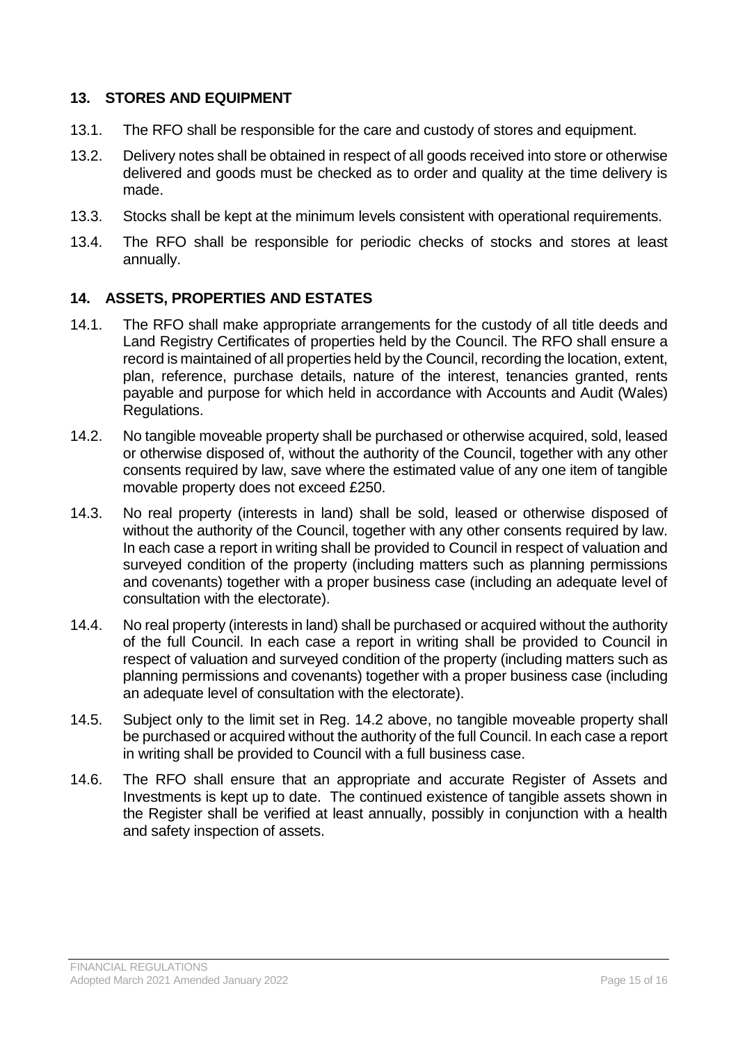## 13. STORES AND EQUIPMENT

13.1. The RFO shall be responsible for the care and custody of stores and equipment.

13.2. Delivery notes shall be obtained in respect of all goods received into store or otherwise delivered and goods must be checked as to order and quality at the time delivery is made.

13.3. Stocks shall be kept at the minimum levels consistent with operational requirements.

13.4. The RFO shall be responsible for periodic checks of stocks and stores at least annually.

## 14. ASSETS, PROPERTIES AND ESTATES

14.1. The RFO shall make appropriate arrangements for the custody of all title deeds and Land Registry Certificates of properties held by the Council. The RFO shall ensure a record is maintained of all properties held by the Council, recording the location, extent, plan, reference, purchase details, nature of the interest, tenancies granted, rents payable and purpose for which held in accordance with Accounts and Audit (Wales) Regulations.

14.2. No tangible moveable property shall be purchased or otherwise acquired, sold, leased or otherwise disposed of, without the authority of the Council, together with any other consents required by law, save where the estimated value of any one item of tangible movable property does not exceed £250.

14.3. No real property (interests in land) shall be sold, leased or otherwise disposed of without the authority of the Council, together with any other consents required by law. In each case a report in writing shall be provided to Council in respect of valuation and surveyed condition of the property (including matters such as planning permissions and covenants) together with a proper business case (including an adequate level of consultation with the electorate).

14.4. No real property (interests in land) shall be purchased or acquired without the authority of the full Council. In each case a report in writing shall be provided to Council in respect of valuation and surveyed condition of the property (including matters such as planning permissions and covenants) together with a proper business case (including an adequate level of consultation with the electorate).

14.5. Subject only to the limit set in Reg. 14.2 above, no tangible moveable property shall be purchased or acquired without the authority of the full Council. In each case a report in writing shall be provided to Council with a full business case.

14.6. The RFO shall ensure that an appropriate and accurate Register of Assets and Investments is kept up to date. The continued existence of tangible assets shown in the Register shall be verified at least annually, possibly in conjunction with a health and safety inspection of assets.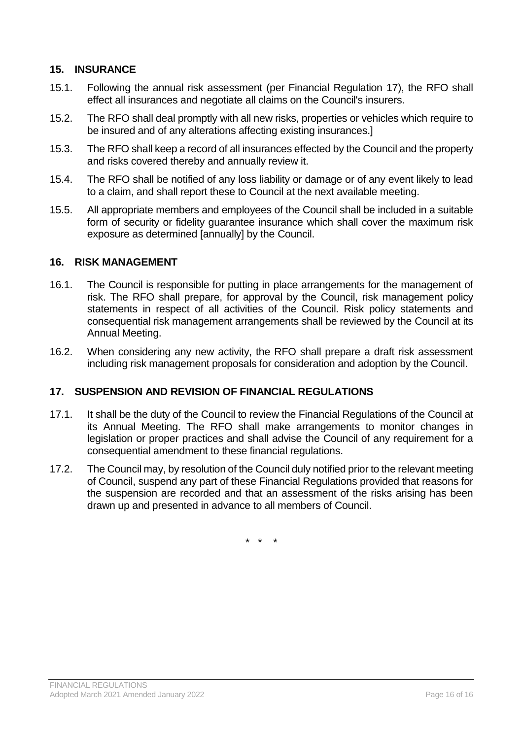## 15. INSURANCE

15.1. Following the annual risk assessment (per Financial Regulation 17), the RFO shall effect all insurances and negotiate all claims on the Council's insurers.

15.2. The RFO shall deal promptly with all new risks, properties or vehicles which require to be insured and of any alterations affecting existing insurances.]

15.3. The RFO shall keep a record of all insurances effected by the Council and the property and risks covered thereby and annually review it.

15.4. The RFO shall be notified of any loss liability or damage or of any event likely to lead to a claim, and shall report these to Council at the next available meeting.

15.5. All appropriate members and employees of the Council shall be included in a suitable form of security or fidelity guarantee insurance which shall cover the maximum risk exposure as determined [annually] by the Council.

## 16. RISK MANAGEMENT

16.1. The Council is responsible for putting in place arrangements for the management of risk. The RFO shall prepare, for approval by the Council, risk management policy statements in respect of all activities of the Council. Risk policy statements and consequential risk management arrangements shall be reviewed by the Council at its Annual Meeting.

16.2. When considering any new activity, the RFO shall prepare a draft risk assessment including risk management proposals for consideration and adoption by the Council.

## 17. SUSPENSION AND REVISION OF FINANCIAL REGULATIONS

17.1. It shall be the duty of the Council to review the Financial Regulations of the Council at its Annual Meeting. The RFO shall make arrangements to monitor changes in legislation or proper practices and shall advise the Council of any requirement for a consequential amendment to these financial regulations.

17.2. The Council may, by resolution of the Council duly notified prior to the relevant meeting of Council, suspend any part of these Financial Regulations provided that reasons for the suspension are recorded and that an assessment of the risks arising has been drawn up and presented in advance to all members of Council.

\* \* \*